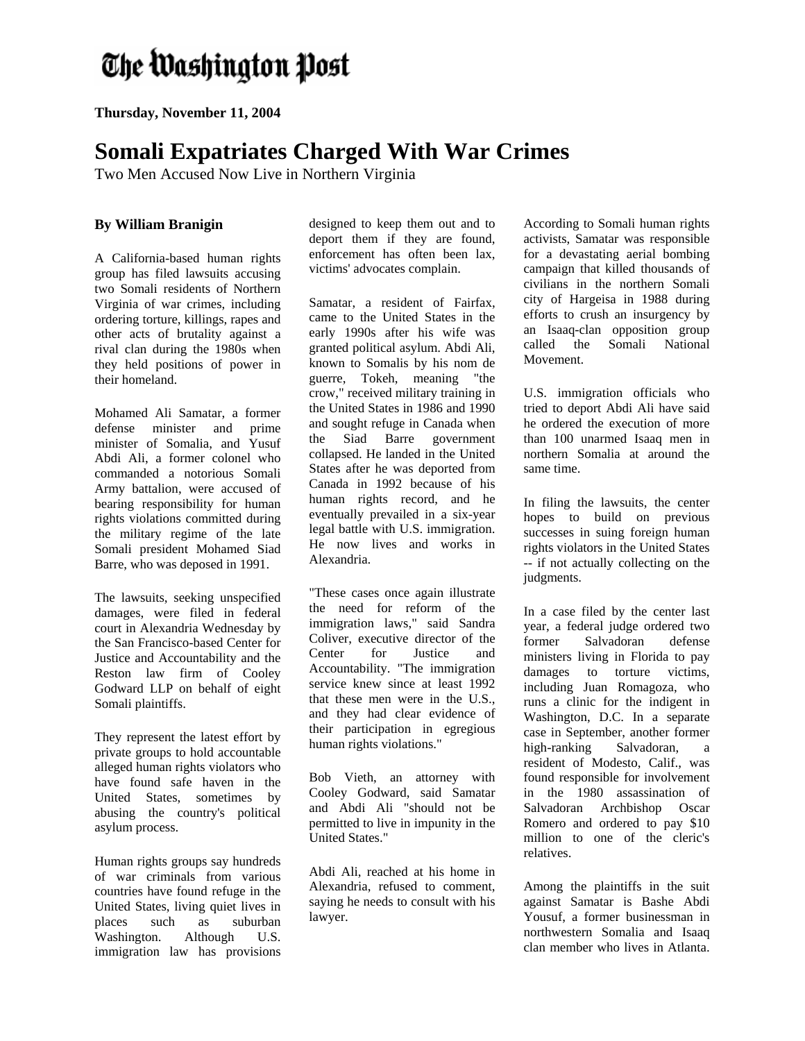# The Washington Post

**Thursday, November 11, 2004**

## Somali Expatriates Charged With War Crimes

Two Men Accused Now Live in Northern Virginia

**By William Branigin**

A California-based human rights group has filed lawsuits accusing two Somali residents of Northern Virginia of war crimes, including ordering torture, killings, rapes and other acts of brutality against a rival clan during the 1980s when they held positions of power in their homeland.

Mohamed Ali Samatar, a former defense minister and prime minister of Somalia, and Yusuf Abdi Ali, a former colonel who commanded a notorious Somali Army battalion, were accused of bearing responsibility for human rights violations committed during the military regime of the late Somali president Mohamed Siad Barre, who was deposed in 1991.

The lawsuits, seeking unspecified damages, were filed in federal court in Alexandria Wednesday by the San Francisco-based Center for Justice and Accountability and the Reston law firm of Cooley Godward LLP on behalf of eight Somali plaintiffs.

They represent the latest effort by private groups to hold accountable alleged human rights violators who have found safe haven in the United States, sometimes by abusing the country's political asylum process.

Human rights groups say hundreds of war criminals from various countries have found refuge in the United States, living quiet lives in places such as suburban Washington. Although U.S. immigration law has provisions designed to keep them out and to deport them if they are found, enforcement has often been lax, victims' advocates complain.

Samatar, a resident of Fairfax, came to the United States in the early 1990s after his wife was granted political asylum. Abdi Ali, known to Somalis by his nom de guerre, Tokeh, meaning "the crow," received military training in the United States in 1986 and 1990 and sought refuge in Canada when the Siad Barre government collapsed. He landed in the United States after he was deported from Canada in 1992 because of his human rights record, and he eventually prevailed in a six-year legal battle with U.S. immigration. He now lives and works in Alexandria.

"These cases once again illustrate the need for reform of the immigration laws," said Sandra Coliver, executive director of the Center for Justice and Accountability. "The immigration service knew since at least 1992 that these men were in the U.S., and they had clear evidence of their participation in egregious human rights violations."

Bob Vieth, an attorney with Cooley Godward, said Samatar and Abdi Ali "should not be permitted to live in impunity in the United States."

Abdi Ali, reached at his home in Alexandria, refused to comment, saying he needs to consult with his lawyer.

According to Somali human rights activists, Samatar was responsible for a devastating aerial bombing campaign that killed thousands of civilians in the northern Somali city of Hargeisa in 1988 during efforts to crush an insurgency by an Isaaq-clan opposition group called the Somali National Movement.

U.S. immigration officials who tried to deport Abdi Ali have said he ordered the execution of more than 100 unarmed Isaaq men in northern Somalia at around the same time.

In filing the lawsuits, the center hopes to build on previous successes in suing foreign human rights violators in the United States -- if not actually collecting on the judgments.

In a case filed by the center last year, a federal judge ordered two former Salvadoran defense ministers living in Florida to pay damages to torture victims, including Juan Romagoza, who runs a clinic for the indigent in Washington, D.C. In a separate case in September, another former high-ranking Salvadoran, a resident of Modesto, Calif., was found responsible for involvement in the 1980 assassination of Salvadoran Archbishop Oscar Romero and ordered to pay $10 million to one of the cleric's relatives.

Among the plaintiffs in the suit against Samatar is Bashe Abdi Yousuf, a former businessman in northwestern Somalia and Isaaq clan member who lives in Atlanta.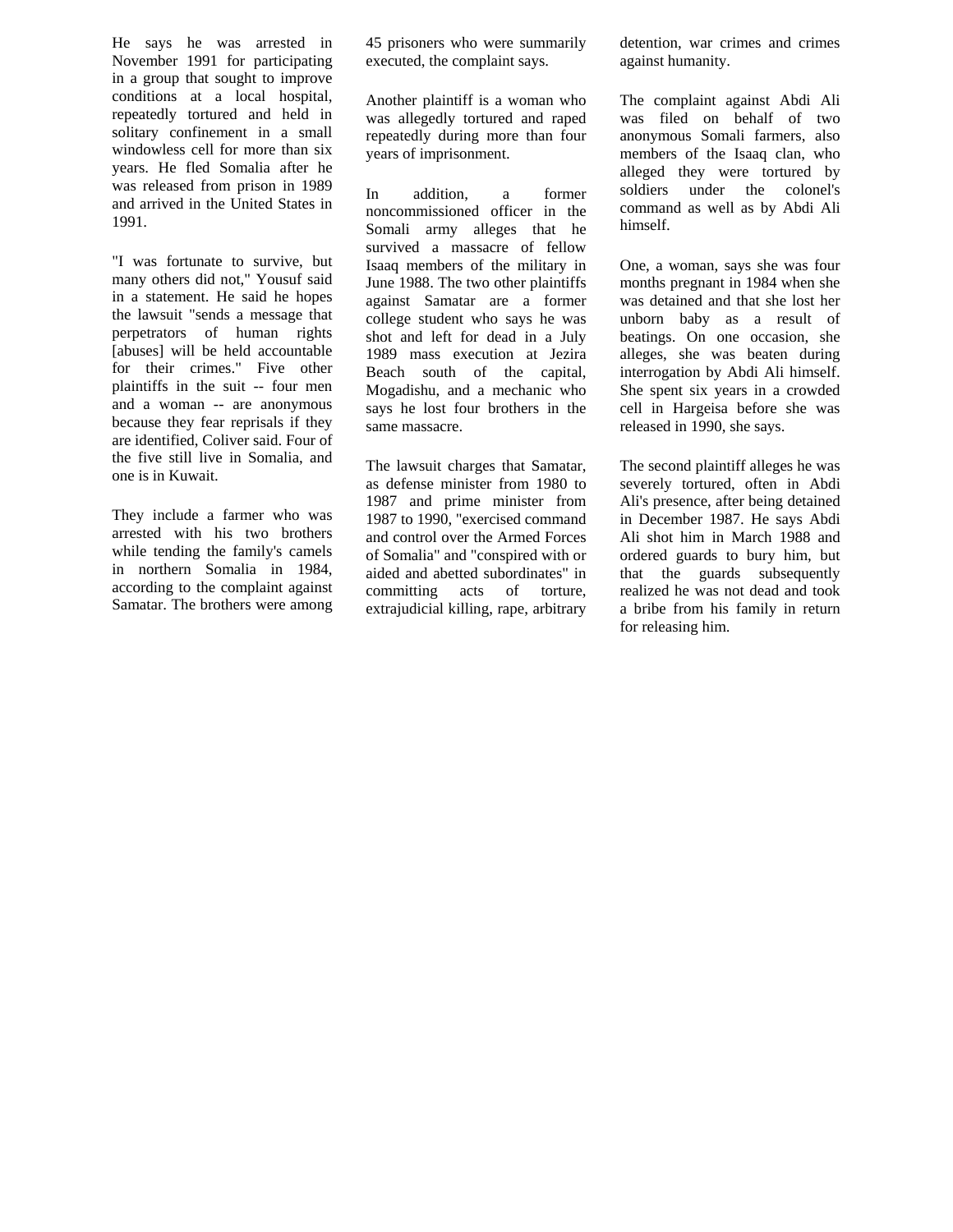He says he was arrested in November 1991 for participating in a group that sought to improve conditions at a local hospital, repeatedly tortured and held in solitary confinement in a small windowless cell for more than six years. He fled Somalia after he was released from prison in 1989 and arrived in the United States in 1991.

"I was fortunate to survive, but many others did not," Yousuf said in a statement. He said he hopes the lawsuit "sends a message that perpetrators of human rights [abuses] will be held accountable for their crimes." Five other plaintiffs in the suit -- four men and a woman -- are anonymous because they fear reprisals if they are identified, Coliver said. Four of the five still live in Somalia, and one is in Kuwait.

They include a farmer who was arrested with his two brothers while tending the family's camels in northern Somalia in 1984, according to the complaint against Samatar. The brothers were among 45 prisoners who were summarily executed, the complaint says.

Another plaintiff is a woman who was allegedly tortured and raped repeatedly during more than four years of imprisonment.

In addition, a former noncommissioned officer in the Somali army alleges that he survived a massacre of fellow Isaaq members of the military in June 1988. The two other plaintiffs against Samatar are a former college student who says he was shot and left for dead in a July 1989 mass execution at Jezira Beach south of the capital, Mogadishu, and a mechanic who says he lost four brothers in the same massacre.

The lawsuit charges that Samatar, as defense minister from 1980 to 1987 and prime minister from 1987 to 1990, "exercised command and control over the Armed Forces of Somalia" and "conspired with or aided and abetted subordinates" in committing acts of torture, extrajudicial killing, rape, arbitrary detention, war crimes and crimes against humanity.

The complaint against Abdi Ali was filed on behalf of two anonymous Somali farmers, also members of the Isaaq clan, who alleged they were tortured by soldiers under the colonel's command as well as by Abdi Ali himself.

One, a woman, says she was four months pregnant in 1984 when she was detained and that she lost her unborn baby as a result of beatings. On one occasion, she alleges, she was beaten during interrogation by Abdi Ali himself. She spent six years in a crowded cell in Hargeisa before she was released in 1990, she says.

The second plaintiff alleges he was severely tortured, often in Abdi Ali's presence, after being detained in December 1987. He says Abdi Ali shot him in March 1988 and ordered guards to bury him, but that the guards subsequently realized he was not dead and took a bribe from his family in return for releasing him.